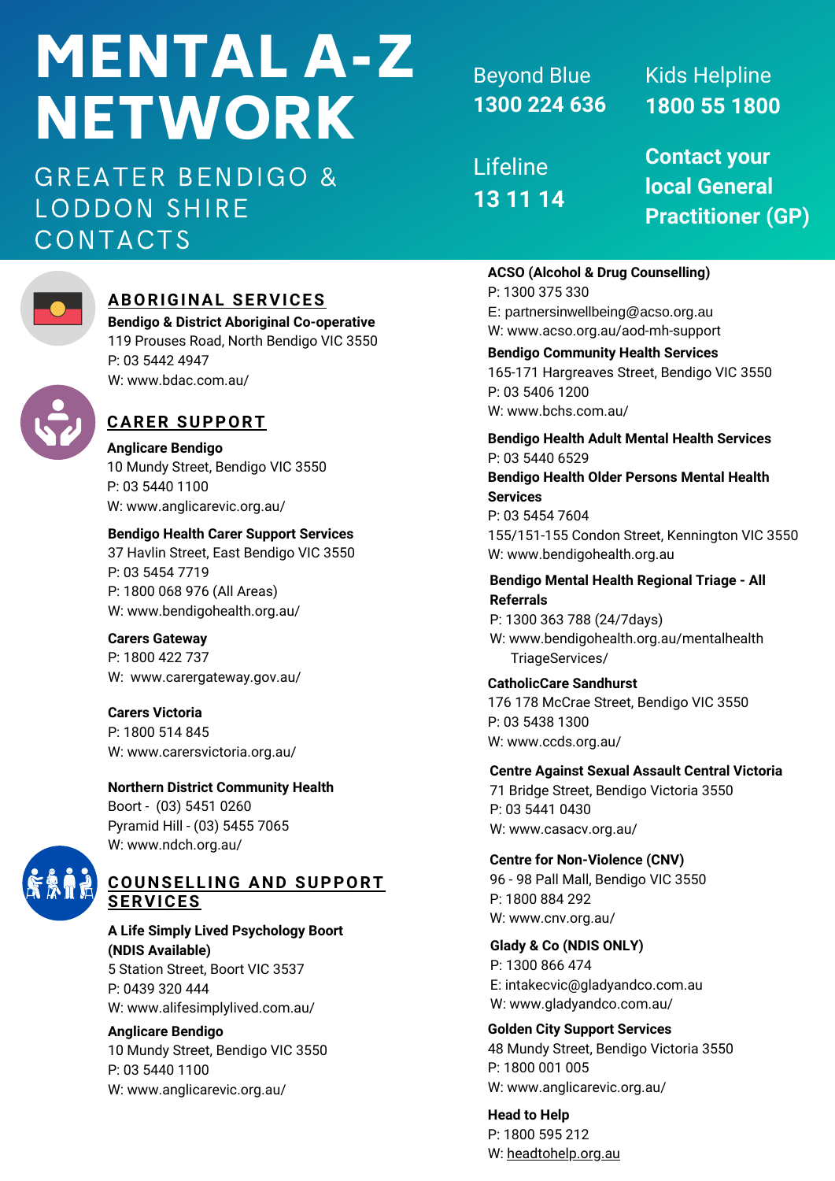# MENTAL A-Z NETWORK

GREATER BENDIGO & LODDON SHIRE CONTACTS

Beyond Blue
**1300 224 636**

Kids Helpline
**1800 55 1800**

Lifeline
**13 11 14**

**Contact your local General Practitioner (GP)**

## ABORIGINAL SERVICES

**Bendigo & District Aboriginal Co-operative**
119 Prouses Road, North Bendigo VIC 3550
P: 03 5442 4947
W: www.bdac.com.au/

## CARER SUPPORT

**Anglicare Bendigo**
10 Mundy Street, Bendigo VIC 3550
P: 03 5440 1100
W: www.anglicarevic.org.au/

**Bendigo Health Carer Support Services**
37 Havlin Street, East Bendigo VIC 3550
P: 03 5454 7719
P: 1800 068 976 (All Areas)
W: www.bendigohealth.org.au/

**Carers Gateway**
P: 1800 422 737
W: www.carergateway.gov.au/

**Carers Victoria**
P: 1800 514 845
W: www.carersvictoria.org.au/

**Northern District Community Health**
Boort - (03) 5451 0260
Pyramid Hill - (03) 5455 7065
W: www.ndch.org.au/

## COUNSELLING AND SUPPORT SERVICES

**A Life Simply Lived Psychology Boort (NDIS Available)**
5 Station Street, Boort VIC 3537
P: 0439 320 444
W: www.alifesimplylived.com.au/

**Anglicare Bendigo**
10 Mundy Street, Bendigo VIC 3550
P: 03 5440 1100
W: www.anglicarevic.org.au/

**ACSO (Alcohol & Drug Counselling)**
P: 1300 375 330
E: partnersinwellbeing@acso.org.au
W: www.acso.org.au/aod-mh-support

**Bendigo Community Health Services**
165-171 Hargreaves Street, Bendigo VIC 3550
P: 03 5406 1200
W: www.bchs.com.au/

**Bendigo Health Adult Mental Health Services**
P: 03 5440 6529

**Bendigo Health Older Persons Mental Health Services**
P: 03 5454 7604
155/151-155 Condon Street, Kennington VIC 3550
W: www.bendigohealth.org.au

**Bendigo Mental Health Regional Triage - All Referrals**
P: 1300 363 788 (24/7days)
W: www.bendigohealth.org.au/mentalhealthTriageServices/

**CatholicCare Sandhurst**
176 178 McCrae Street, Bendigo VIC 3550
P: 03 5438 1300
W: www.ccds.org.au/

**Centre Against Sexual Assault Central Victoria**
71 Bridge Street, Bendigo Victoria 3550
P: 03 5441 0430
W: www.casacv.org.au/

**Centre for Non-Violence (CNV)**
96 - 98 Pall Mall, Bendigo VIC 3550
P: 1800 884 292
W: www.cnv.org.au/

**Glady & Co (NDIS ONLY)**
P: 1300 866 474
E: intakecvic@gladyandco.com.au
W: www.gladyandco.com.au/

**Golden City Support Services**
48 Mundy Street, Bendigo Victoria 3550
P: 1800 001 005
W: www.anglicarevic.org.au/

**Head to Help**
P: 1800 595 212
W: headtohelp.org.au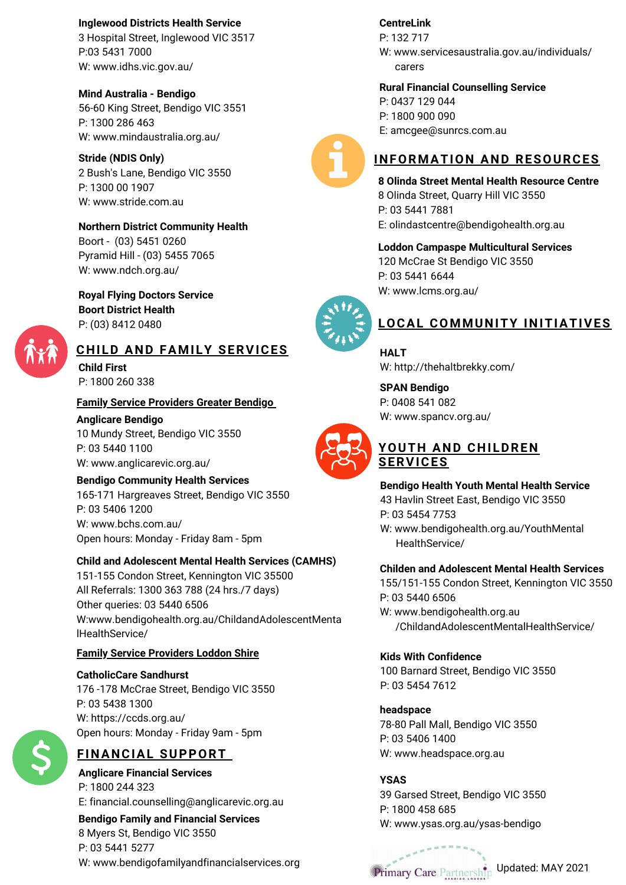**Inglewood Districts Health Service**
3 Hospital Street, Inglewood VIC 3517
P:03 5431 7000
W: www.idhs.vic.gov.au/

**Mind Australia - Bendigo**
56-60 King Street, Bendigo VIC 3551
P: 1300 286 463
W: www.mindaustralia.org.au/

**Stride (NDIS Only)**
2 Bush's Lane, Bendigo VIC 3550
P: 1300 00 1907
W: www.stride.com.au

**Northern District Community Health**
Boort - (03) 5451 0260
Pyramid Hill - (03) 5455 7065
W: www.ndch.org.au/

**Royal Flying Doctors Service**
**Boort District Health**
P: (03) 8412 0480

## CHILD AND FAMILY SERVICES

**Child First**
P: 1800 260 338

**Family Service Providers Greater Bendigo**

**Anglicare Bendigo**
10 Mundy Street, Bendigo VIC 3550
P: 03 5440 1100
W: www.anglicarevic.org.au/

**Bendigo Community Health Services**
165-171 Hargreaves Street, Bendigo VIC 3550
P: 03 5406 1200
W: www.bchs.com.au/
Open hours: Monday - Friday 8am - 5pm

**Child and Adolescent Mental Health Services (CAMHS)**
151-155 Condon Street, Kennington VIC 35500
All Referrals: 1300 363 788 (24 hrs./7 days)
Other queries: 03 5440 6506
W:www.bendigohealth.org.au/ChildandAdolescentMentalHealthService/

**Family Service Providers Loddon Shire**

**CatholicCare Sandhurst**
176 -178 McCrae Street, Bendigo VIC 3550
P: 03 5438 1300
W: https://ccds.org.au/
Open hours: Monday - Friday 9am - 5pm

## FINANCIAL SUPPORT

**Anglicare Financial Services**
P: 1800 244 323
E: financial.counselling@anglicarevic.org.au

**Bendigo Family and Financial Services**
8 Myers St, Bendigo VIC 3550
P: 03 5441 5277
W: www.bendigofamilyandfinancialservices.org

**CentreLink**
P: 132 717
W: www.servicesaustralia.gov.au/individuals/carers

**Rural Financial Counselling Service**
P: 0437 129 044
P: 1800 900 090
E: amcgee@sunrcs.com.au

## INFORMATION AND RESOURCES

**8 Olinda Street Mental Health Resource Centre**
8 Olinda Street, Quarry Hill VIC 3550
P: 03 5441 7881
E: olindastcentre@bendigohealth.org.au

**Loddon Campaspe Multicultural Services**
120 McCrae St Bendigo VIC 3550
P: 03 5441 6644
W: www.lcms.org.au/

## LOCAL COMMUNITY INITIATIVES

**HALT**
W: http://thehaltbrekky.com/

**SPAN Bendigo**
P: 0408 541 082
W: www.spancv.org.au/

## YOUTH AND CHILDREN SERVICES

**Bendigo Health Youth Mental Health Service**
43 Havlin Street East, Bendigo VIC 3550
P: 03 5454 7753
W: www.bendigohealth.org.au/YouthMentalHealthService/

**Childen and Adolescent Mental Health Services**
155/151-155 Condon Street, Kennington VIC 3550
P: 03 5440 6506
W: www.bendigohealth.org.au/ChildandAdolescentMentalHealthService/

**Kids With Confidence**
100 Barnard Street, Bendigo VIC 3550
P: 03 5454 7612

**headspace**
78-80 Pall Mall, Bendigo VIC 3550
P: 03 5406 1400
W: www.headspace.org.au

**YSAS**
39 Garsed Street, Bendigo VIC 3550
P: 1800 458 685
W: www.ysas.org.au/ysas-bendigo

Primary Care Partnership Bendigo Loddon

Updated: MAY 2021